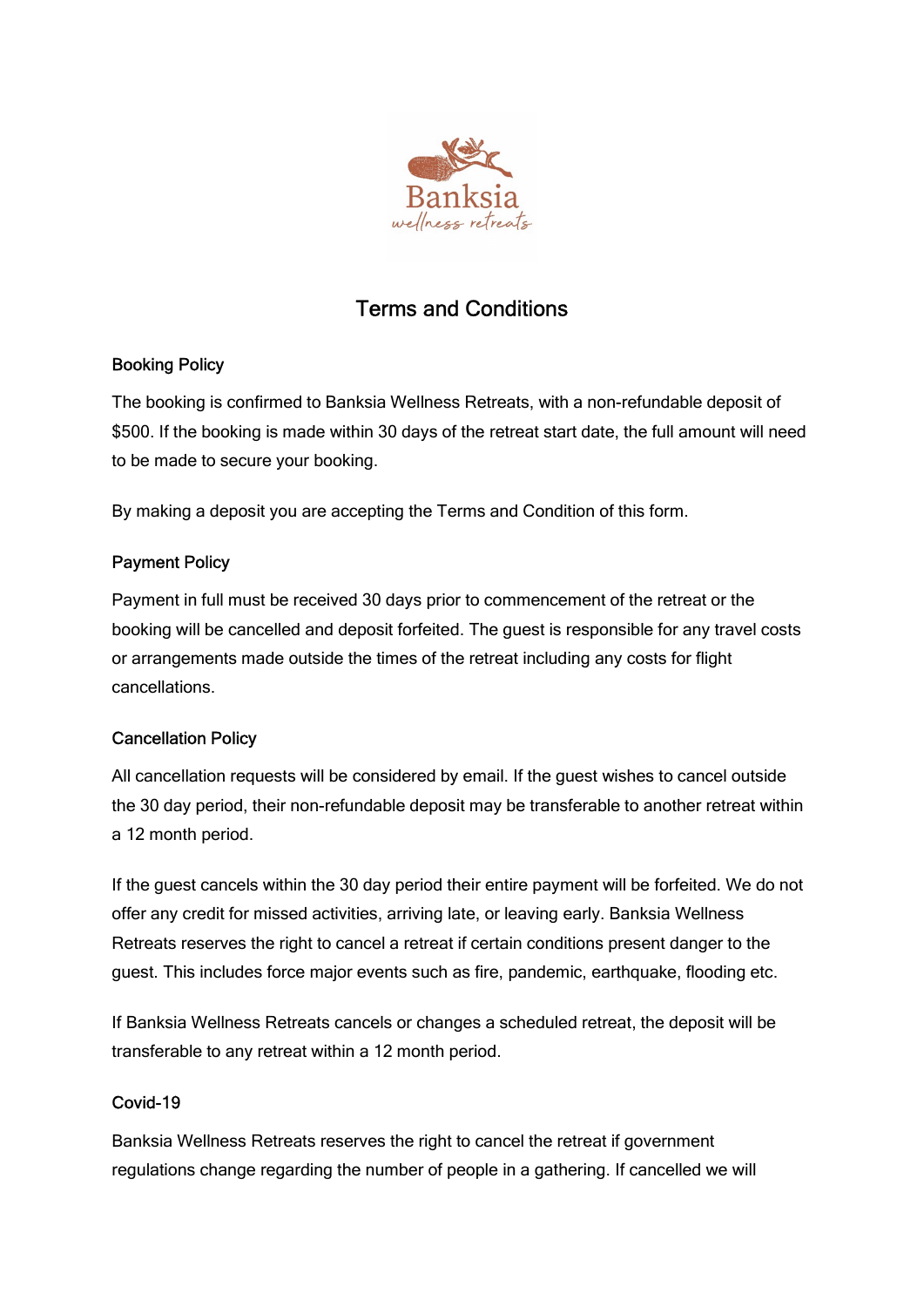# Terms and Conditions

## Booking Policy

The booking is confirmed to Banksia Wellness Retreats, with a non-refundable deposit of $500. If the booking is made within 30 days of the retreat start date, the full amount will need to be made to secure your booking.

By making a deposit you are accepting the Terms and Condition of this form.

## Payment Policy

Payment in full must be received 30 days prior to commencement of the retreat or the booking will be cancelled and deposit forfeited. The guest is responsible for any travel costs or arrangements made outside the times of the retreat including any costs for flight cancellations.

## Cancellation Policy

All cancellation requests will be considered by email. If the guest wishes to cancel outside the 30 day period, their non-refundable deposit may be transferable to another retreat within a 12 month period.

If the guest cancels within the 30 day period their entire payment will be forfeited. We do not offer any credit for missed activities, arriving late, or leaving early. Banksia Wellness Retreats reserves the right to cancel a retreat if certain conditions present danger to the guest. This includes force major events such as fire, pandemic, earthquake, flooding etc.

If Banksia Wellness Retreats cancels or changes a scheduled retreat, the deposit will be transferable to any retreat within a 12 month period.

## Covid-19

Banksia Wellness Retreats reserves the right to cancel the retreat if government regulations change regarding the number of people in a gathering. If cancelled we will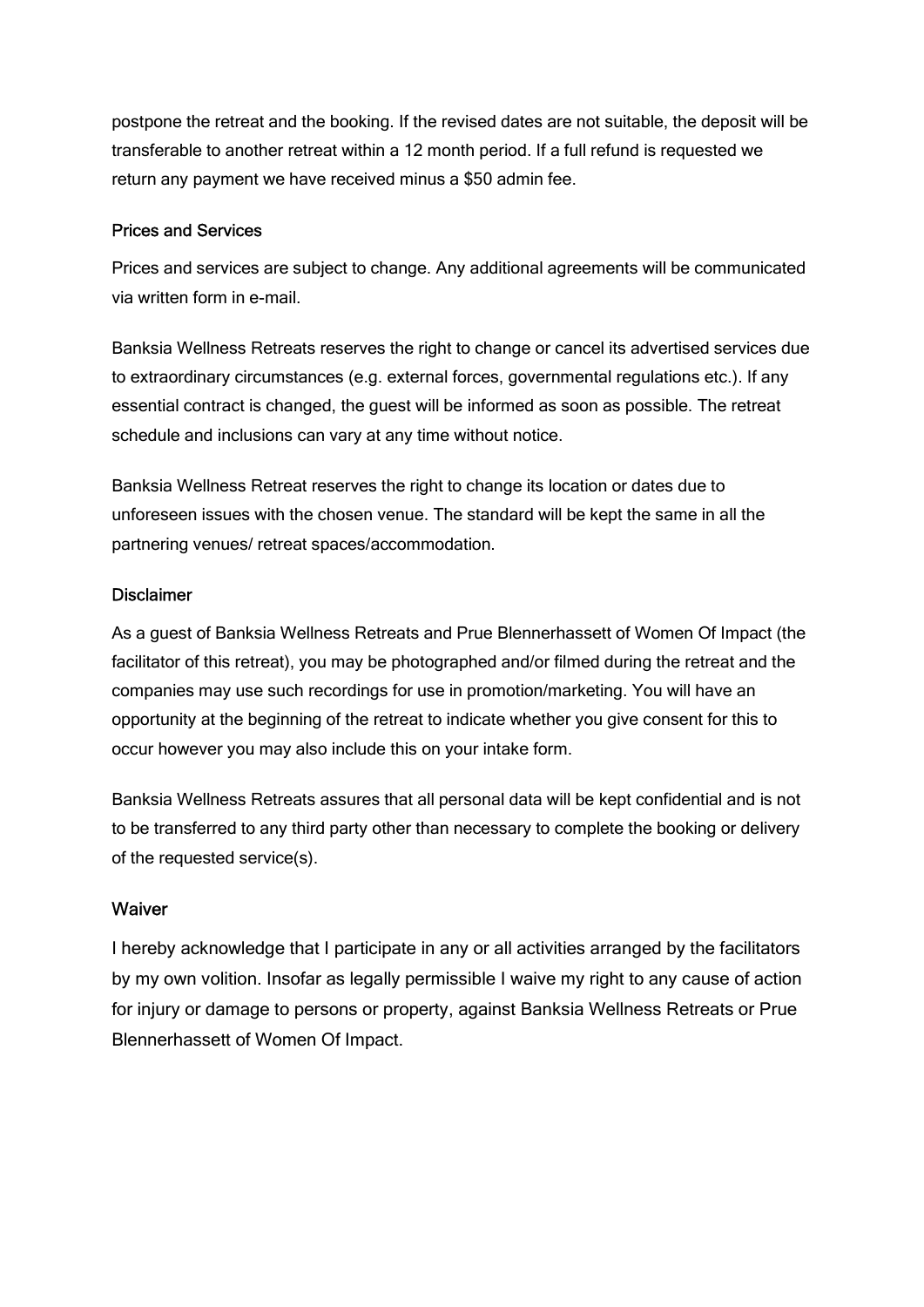postpone the retreat and the booking. If the revised dates are not suitable, the deposit will be transferable to another retreat within a 12 month period. If a full refund is requested we return any payment we have received minus a $50 admin fee.

### Prices and Services

Prices and services are subject to change. Any additional agreements will be communicated via written form in e-mail.

Banksia Wellness Retreats reserves the right to change or cancel its advertised services due to extraordinary circumstances (e.g. external forces, governmental regulations etc.). If any essential contract is changed, the guest will be informed as soon as possible. The retreat schedule and inclusions can vary at any time without notice.

Banksia Wellness Retreat reserves the right to change its location or dates due to unforeseen issues with the chosen venue. The standard will be kept the same in all the partnering venues/ retreat spaces/accommodation.

### Disclaimer

As a guest of Banksia Wellness Retreats and Prue Blennerhassett of Women Of Impact (the facilitator of this retreat), you may be photographed and/or filmed during the retreat and the companies may use such recordings for use in promotion/marketing. You will have an opportunity at the beginning of the retreat to indicate whether you give consent for this to occur however you may also include this on your intake form.

Banksia Wellness Retreats assures that all personal data will be kept confidential and is not to be transferred to any third party other than necessary to complete the booking or delivery of the requested service(s).

### Waiver

I hereby acknowledge that I participate in any or all activities arranged by the facilitators by my own volition. Insofar as legally permissible I waive my right to any cause of action for injury or damage to persons or property, against Banksia Wellness Retreats or Prue Blennerhassett of Women Of Impact.